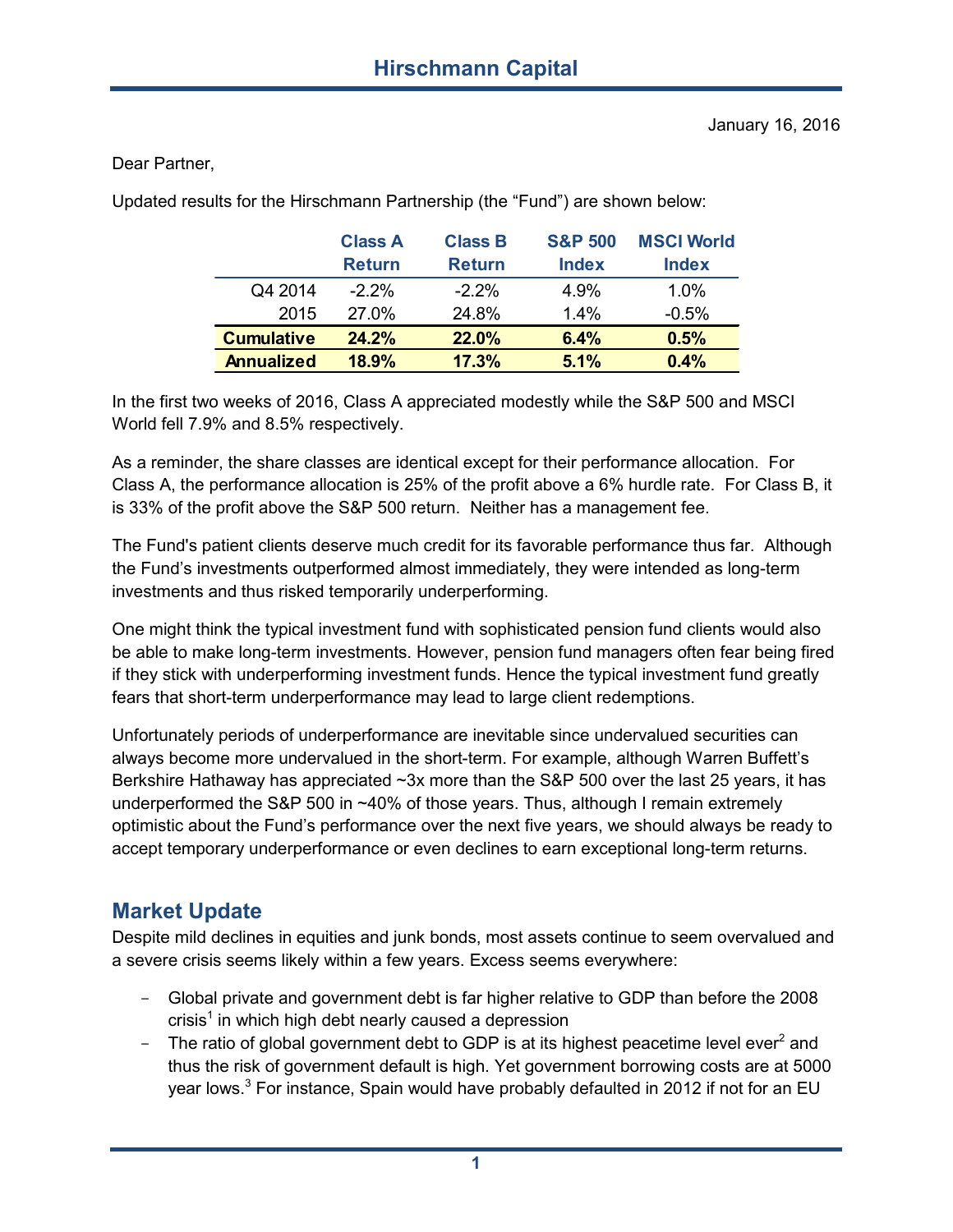# Hirschmann Capital

January 16, 2016

Dear Partner,

Updated results for the Hirschmann Partnership (the "Fund") are shown below:

| | Class A Return | Class B Return | S&P 500 Index | MSCI World Index |
|---|---|---|---|---|
| Q4 2014 | -2.2% | -2.2% | 4.9% | 1.0% |
| 2015 | 27.0% | 24.8% | 1.4% | -0.5% |
| **Cumulative** | **24.2%** | **22.0%** | **6.4%** | **0.5%** |
| **Annualized** | **18.9%** | **17.3%** | **5.1%** | **0.4%** |

In the first two weeks of 2016, Class A appreciated modestly while the S&P 500 and MSCI World fell 7.9% and 8.5% respectively.

As a reminder, the share classes are identical except for their performance allocation. For Class A, the performance allocation is 25% of the profit above a 6% hurdle rate. For Class B, it is 33% of the profit above the S&P 500 return. Neither has a management fee.

The Fund's patient clients deserve much credit for its favorable performance thus far. Although the Fund's investments outperformed almost immediately, they were intended as long-term investments and thus risked temporarily underperforming.

One might think the typical investment fund with sophisticated pension fund clients would also be able to make long-term investments. However, pension fund managers often fear being fired if they stick with underperforming investment funds. Hence the typical investment fund greatly fears that short-term underperformance may lead to large client redemptions.

Unfortunately periods of underperformance are inevitable since undervalued securities can always become more undervalued in the short-term. For example, although Warren Buffett's Berkshire Hathaway has appreciated ~3x more than the S&P 500 over the last 25 years, it has underperformed the S&P 500 in ~40% of those years. Thus, although I remain extremely optimistic about the Fund's performance over the next five years, we should always be ready to accept temporary underperformance or even declines to earn exceptional long-term returns.

## Market Update

Despite mild declines in equities and junk bonds, most assets continue to seem overvalued and a severe crisis seems likely within a few years. Excess seems everywhere:

- Global private and government debt is far higher relative to GDP than before the 2008 crisis[1] in which high debt nearly caused a depression
- The ratio of global government debt to GDP is at its highest peacetime level ever[2] and thus the risk of government default is high. Yet government borrowing costs are at 5000 year lows.[3] For instance, Spain would have probably defaulted in 2012 if not for an EU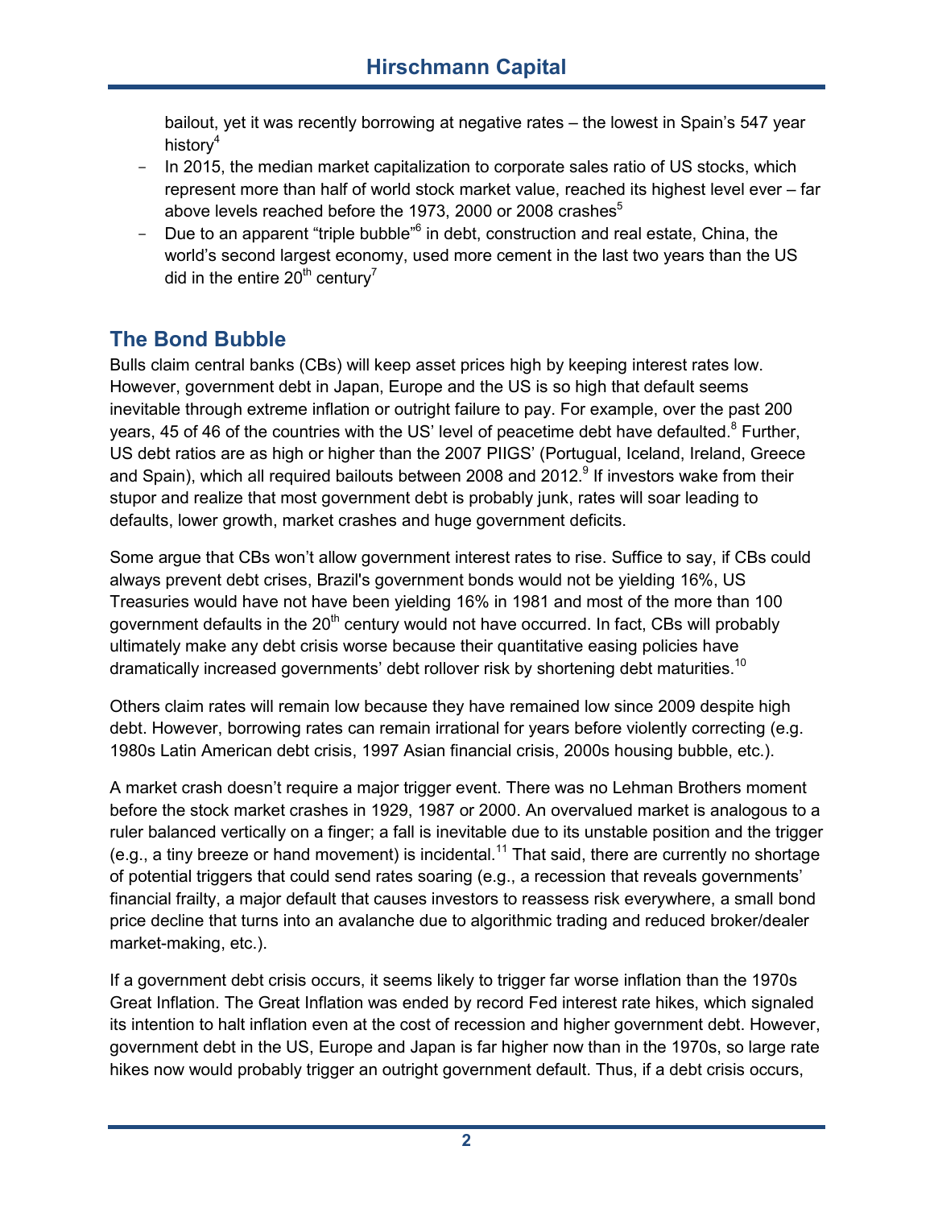bailout, yet it was recently borrowing at negative rates – the lowest in Spain's 547 year history[4]

- In 2015, the median market capitalization to corporate sales ratio of US stocks, which represent more than half of world stock market value, reached its highest level ever – far above levels reached before the 1973, 2000 or 2008 crashes[5]
- Due to an apparent "triple bubble"[6] in debt, construction and real estate, China, the world's second largest economy, used more cement in the last two years than the US did in the entire 20th century[7]

## The Bond Bubble

Bulls claim central banks (CBs) will keep asset prices high by keeping interest rates low. However, government debt in Japan, Europe and the US is so high that default seems inevitable through extreme inflation or outright failure to pay. For example, over the past 200 years, 45 of 46 of the countries with the US' level of peacetime debt have defaulted.[8] Further, US debt ratios are as high or higher than the 2007 PIIGS' (Portugal, Iceland, Ireland, Greece and Spain), which all required bailouts between 2008 and 2012.[9] If investors wake from their stupor and realize that most government debt is probably junk, rates will soar leading to defaults, lower growth, market crashes and huge government deficits.

Some argue that CBs won't allow government interest rates to rise. Suffice to say, if CBs could always prevent debt crises, Brazil's government bonds would not be yielding 16%, US Treasuries would have not have been yielding 16% in 1981 and most of the more than 100 government defaults in the 20th century would not have occurred. In fact, CBs will probably ultimately make any debt crisis worse because their quantitative easing policies have dramatically increased governments' debt rollover risk by shortening debt maturities.[10]

Others claim rates will remain low because they have remained low since 2009 despite high debt. However, borrowing rates can remain irrational for years before violently correcting (e.g. 1980s Latin American debt crisis, 1997 Asian financial crisis, 2000s housing bubble, etc.).

A market crash doesn't require a major trigger event. There was no Lehman Brothers moment before the stock market crashes in 1929, 1987 or 2000. An overvalued market is analogous to a ruler balanced vertically on a finger; a fall is inevitable due to its unstable position and the trigger (e.g., a tiny breeze or hand movement) is incidental.[11] That said, there are currently no shortage of potential triggers that could send rates soaring (e.g., a recession that reveals governments' financial frailty, a major default that causes investors to reassess risk everywhere, a small bond price decline that turns into an avalanche due to algorithmic trading and reduced broker/dealer market-making, etc.).

If a government debt crisis occurs, it seems likely to trigger far worse inflation than the 1970s Great Inflation. The Great Inflation was ended by record Fed interest rate hikes, which signaled its intention to halt inflation even at the cost of recession and higher government debt. However, government debt in the US, Europe and Japan is far higher now than in the 1970s, so large rate hikes now would probably trigger an outright government default. Thus, if a debt crisis occurs,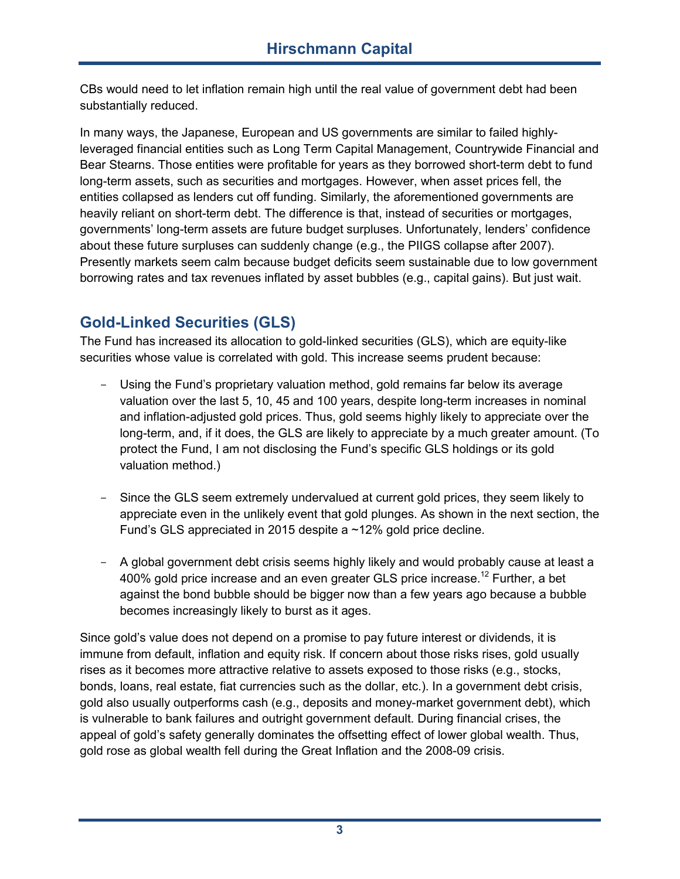CBs would need to let inflation remain high until the real value of government debt had been substantially reduced.

In many ways, the Japanese, European and US governments are similar to failed highly-leveraged financial entities such as Long Term Capital Management, Countrywide Financial and Bear Stearns. Those entities were profitable for years as they borrowed short-term debt to fund long-term assets, such as securities and mortgages. However, when asset prices fell, the entities collapsed as lenders cut off funding. Similarly, the aforementioned governments are heavily reliant on short-term debt. The difference is that, instead of securities or mortgages, governments' long-term assets are future budget surpluses. Unfortunately, lenders' confidence about these future surpluses can suddenly change (e.g., the PIIGS collapse after 2007). Presently markets seem calm because budget deficits seem sustainable due to low government borrowing rates and tax revenues inflated by asset bubbles (e.g., capital gains). But just wait.

## Gold-Linked Securities (GLS)

The Fund has increased its allocation to gold-linked securities (GLS), which are equity-like securities whose value is correlated with gold. This increase seems prudent because:

- Using the Fund's proprietary valuation method, gold remains far below its average valuation over the last 5, 10, 45 and 100 years, despite long-term increases in nominal and inflation-adjusted gold prices. Thus, gold seems highly likely to appreciate over the long-term, and, if it does, the GLS are likely to appreciate by a much greater amount. (To protect the Fund, I am not disclosing the Fund's specific GLS holdings or its gold valuation method.)

- Since the GLS seem extremely undervalued at current gold prices, they seem likely to appreciate even in the unlikely event that gold plunges. As shown in the next section, the Fund's GLS appreciated in 2015 despite a ~12% gold price decline.

- A global government debt crisis seems highly likely and would probably cause at least a 400% gold price increase and an even greater GLS price increase.[12] Further, a bet against the bond bubble should be bigger now than a few years ago because a bubble becomes increasingly likely to burst as it ages.

Since gold's value does not depend on a promise to pay future interest or dividends, it is immune from default, inflation and equity risk. If concern about those risks rises, gold usually rises as it becomes more attractive relative to assets exposed to those risks (e.g., stocks, bonds, loans, real estate, fiat currencies such as the dollar, etc.). In a government debt crisis, gold also usually outperforms cash (e.g., deposits and money-market government debt), which is vulnerable to bank failures and outright government default. During financial crises, the appeal of gold's safety generally dominates the offsetting effect of lower global wealth. Thus, gold rose as global wealth fell during the Great Inflation and the 2008-09 crisis.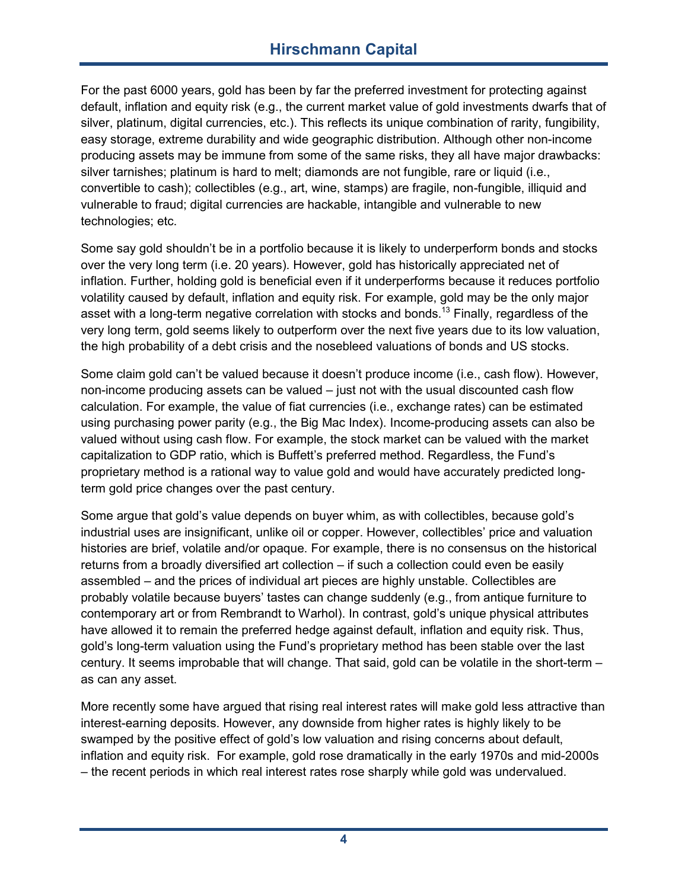For the past 6000 years, gold has been by far the preferred investment for protecting against default, inflation and equity risk (e.g., the current market value of gold investments dwarfs that of silver, platinum, digital currencies, etc.). This reflects its unique combination of rarity, fungibility, easy storage, extreme durability and wide geographic distribution. Although other non-income producing assets may be immune from some of the same risks, they all have major drawbacks: silver tarnishes; platinum is hard to melt; diamonds are not fungible, rare or liquid (i.e., convertible to cash); collectibles (e.g., art, wine, stamps) are fragile, non-fungible, illiquid and vulnerable to fraud; digital currencies are hackable, intangible and vulnerable to new technologies; etc.

Some say gold shouldn't be in a portfolio because it is likely to underperform bonds and stocks over the very long term (i.e. 20 years). However, gold has historically appreciated net of inflation. Further, holding gold is beneficial even if it underperforms because it reduces portfolio volatility caused by default, inflation and equity risk. For example, gold may be the only major asset with a long-term negative correlation with stocks and bonds.[13] Finally, regardless of the very long term, gold seems likely to outperform over the next five years due to its low valuation, the high probability of a debt crisis and the nosebleed valuations of bonds and US stocks.

Some claim gold can't be valued because it doesn't produce income (i.e., cash flow). However, non-income producing assets can be valued – just not with the usual discounted cash flow calculation. For example, the value of fiat currencies (i.e., exchange rates) can be estimated using purchasing power parity (e.g., the Big Mac Index). Income-producing assets can also be valued without using cash flow. For example, the stock market can be valued with the market capitalization to GDP ratio, which is Buffett's preferred method. Regardless, the Fund's proprietary method is a rational way to value gold and would have accurately predicted long-term gold price changes over the past century.

Some argue that gold's value depends on buyer whim, as with collectibles, because gold's industrial uses are insignificant, unlike oil or copper. However, collectibles' price and valuation histories are brief, volatile and/or opaque. For example, there is no consensus on the historical returns from a broadly diversified art collection – if such a collection could even be easily assembled – and the prices of individual art pieces are highly unstable. Collectibles are probably volatile because buyers' tastes can change suddenly (e.g., from antique furniture to contemporary art or from Rembrandt to Warhol). In contrast, gold's unique physical attributes have allowed it to remain the preferred hedge against default, inflation and equity risk. Thus, gold's long-term valuation using the Fund's proprietary method has been stable over the last century. It seems improbable that will change. That said, gold can be volatile in the short-term – as can any asset.

More recently some have argued that rising real interest rates will make gold less attractive than interest-earning deposits. However, any downside from higher rates is highly likely to be swamped by the positive effect of gold's low valuation and rising concerns about default, inflation and equity risk. For example, gold rose dramatically in the early 1970s and mid-2000s – the recent periods in which real interest rates rose sharply while gold was undervalued.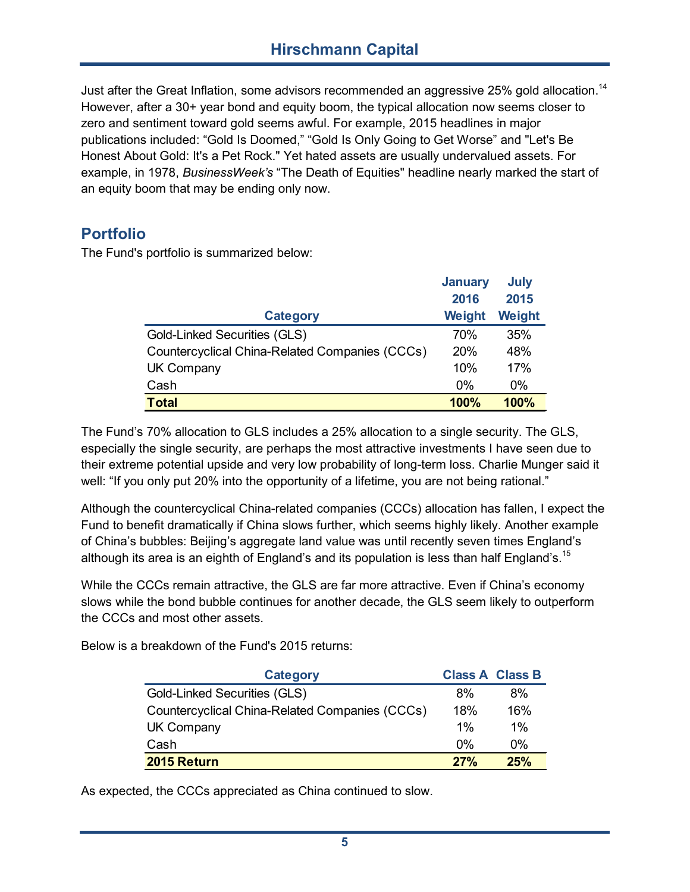Just after the Great Inflation, some advisors recommended an aggressive 25% gold allocation.[14] However, after a 30+ year bond and equity boom, the typical allocation now seems closer to zero and sentiment toward gold seems awful. For example, 2015 headlines in major publications included: “Gold Is Doomed,” “Gold Is Only Going to Get Worse” and "Let's Be Honest About Gold: It's a Pet Rock." Yet hated assets are usually undervalued assets. For example, in 1978, *BusinessWeek’s* “The Death of Equities" headline nearly marked the start of an equity boom that may be ending only now.

## Portfolio

The Fund's portfolio is summarized below:

| Category | January 2016 Weight | July 2015 Weight |
|---|---|---|
| Gold-Linked Securities (GLS) | 70% | 35% |
| Countercyclical China-Related Companies (CCCs) | 20% | 48% |
| UK Company | 10% | 17% |
| Cash | 0% | 0% |
| **Total** | **100%** | **100%** |

The Fund’s 70% allocation to GLS includes a 25% allocation to a single security. The GLS, especially the single security, are perhaps the most attractive investments I have seen due to their extreme potential upside and very low probability of long-term loss. Charlie Munger said it well: “If you only put 20% into the opportunity of a lifetime, you are not being rational.”

Although the countercyclical China-related companies (CCCs) allocation has fallen, I expect the Fund to benefit dramatically if China slows further, which seems highly likely. Another example of China’s bubbles: Beijing’s aggregate land value was until recently seven times England’s although its area is an eighth of England’s and its population is less than half England’s.[15]

While the CCCs remain attractive, the GLS are far more attractive. Even if China’s economy slows while the bond bubble continues for another decade, the GLS seem likely to outperform the CCCs and most other assets.

Below is a breakdown of the Fund's 2015 returns:

| Category | Class A | Class B |
|---|---|---|
| Gold-Linked Securities (GLS) | 8% | 8% |
| Countercyclical China-Related Companies (CCCs) | 18% | 16% |
| UK Company | 1% | 1% |
| Cash | 0% | 0% |
| **2015 Return** | **27%** | **25%** |

As expected, the CCCs appreciated as China continued to slow.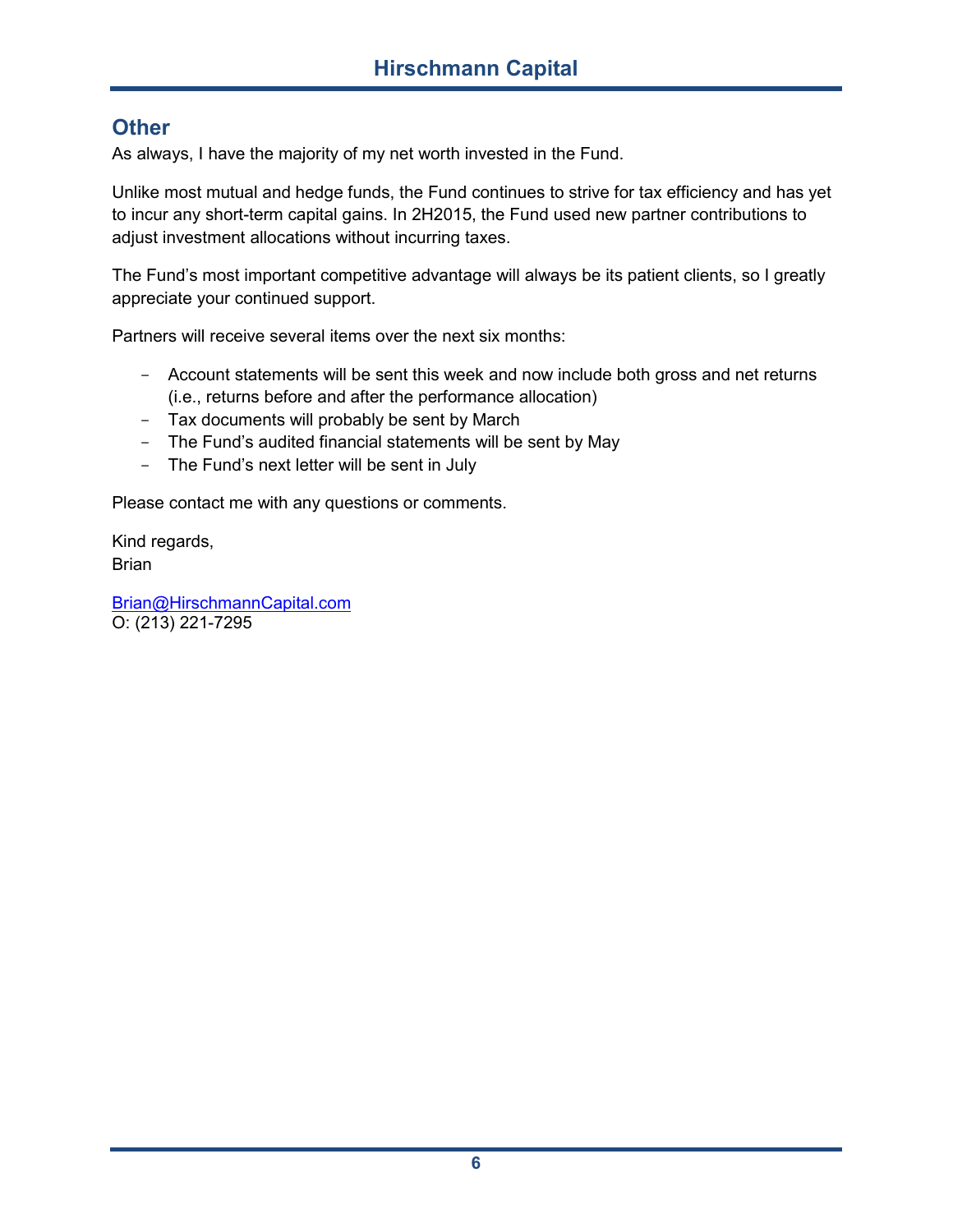## Other

As always, I have the majority of my net worth invested in the Fund.

Unlike most mutual and hedge funds, the Fund continues to strive for tax efficiency and has yet to incur any short-term capital gains. In 2H2015, the Fund used new partner contributions to adjust investment allocations without incurring taxes.

The Fund's most important competitive advantage will always be its patient clients, so I greatly appreciate your continued support.

Partners will receive several items over the next six months:

- Account statements will be sent this week and now include both gross and net returns (i.e., returns before and after the performance allocation)
- Tax documents will probably be sent by March
- The Fund's audited financial statements will be sent by May
- The Fund's next letter will be sent in July

Please contact me with any questions or comments.

Kind regards,
Brian

Brian@HirschmannCapital.com
O: (213) 221-7295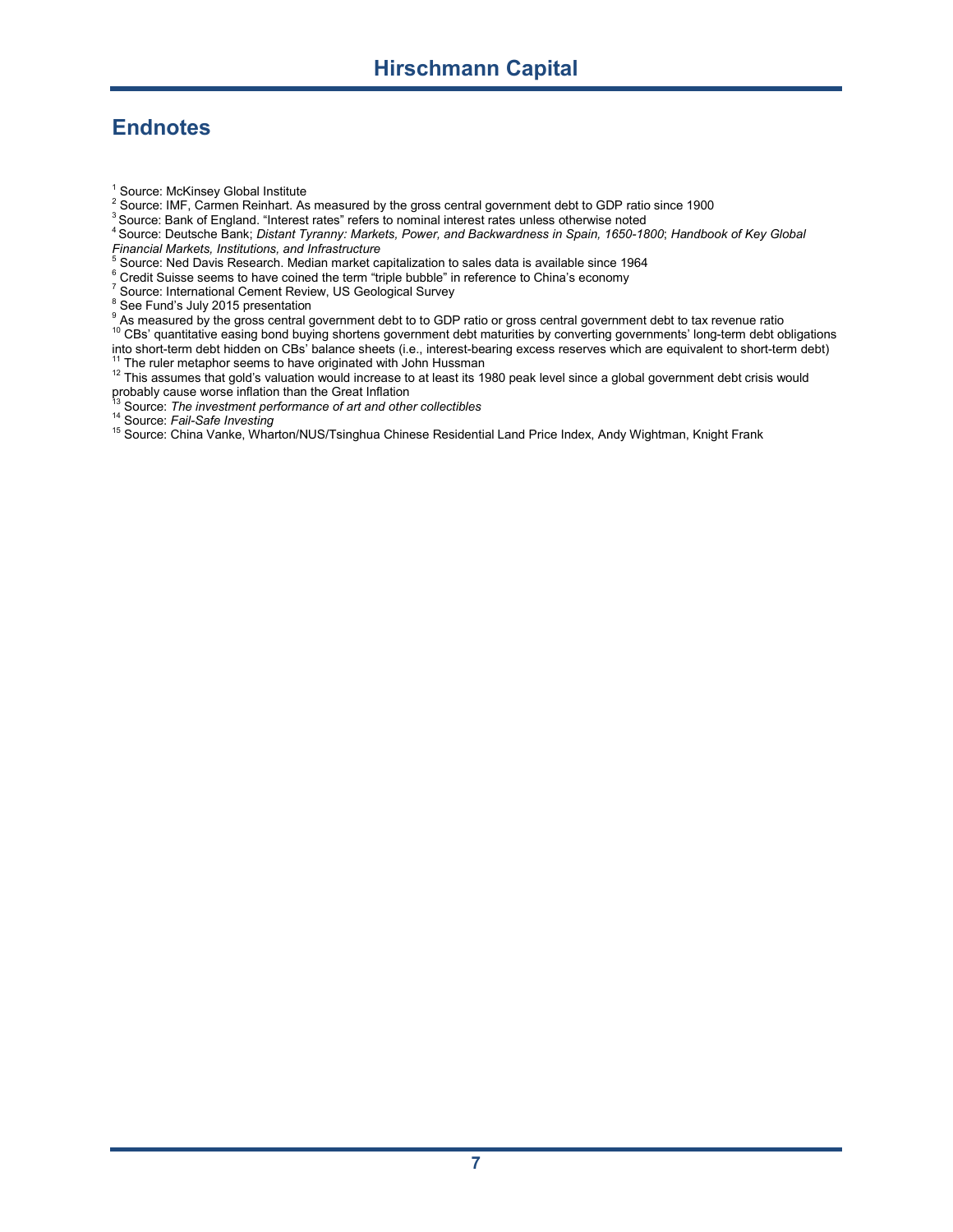## Endnotes

[1] Source: McKinsey Global Institute
[2] Source: IMF, Carmen Reinhart. As measured by the gross central government debt to GDP ratio since 1900
[3] Source: Bank of England. "Interest rates" refers to nominal interest rates unless otherwise noted
[4] Source: Deutsche Bank; *Distant Tyranny: Markets, Power, and Backwardness in Spain, 1650-1800*; *Handbook of Key Global Financial Markets, Institutions, and Infrastructure*
[5] Source: Ned Davis Research. Median market capitalization to sales data is available since 1964
[6] Credit Suisse seems to have coined the term "triple bubble" in reference to China's economy
[7] Source: International Cement Review, US Geological Survey
[8] See Fund's July 2015 presentation
[9] As measured by the gross central government debt to to GDP ratio or gross central government debt to tax revenue ratio
[10] CBs' quantitative easing bond buying shortens government debt maturities by converting governments' long-term debt obligations into short-term debt hidden on CBs' balance sheets (i.e., interest-bearing excess reserves which are equivalent to short-term debt)
[11] The ruler metaphor seems to have originated with John Hussman
[12] This assumes that gold's valuation would increase to at least its 1980 peak level since a global government debt crisis would probably cause worse inflation than the Great Inflation
[13] Source: *The investment performance of art and other collectibles*
[14] Source: *Fail-Safe Investing*
[15] Source: China Vanke, Wharton/NUS/Tsinghua Chinese Residential Land Price Index, Andy Wightman, Knight Frank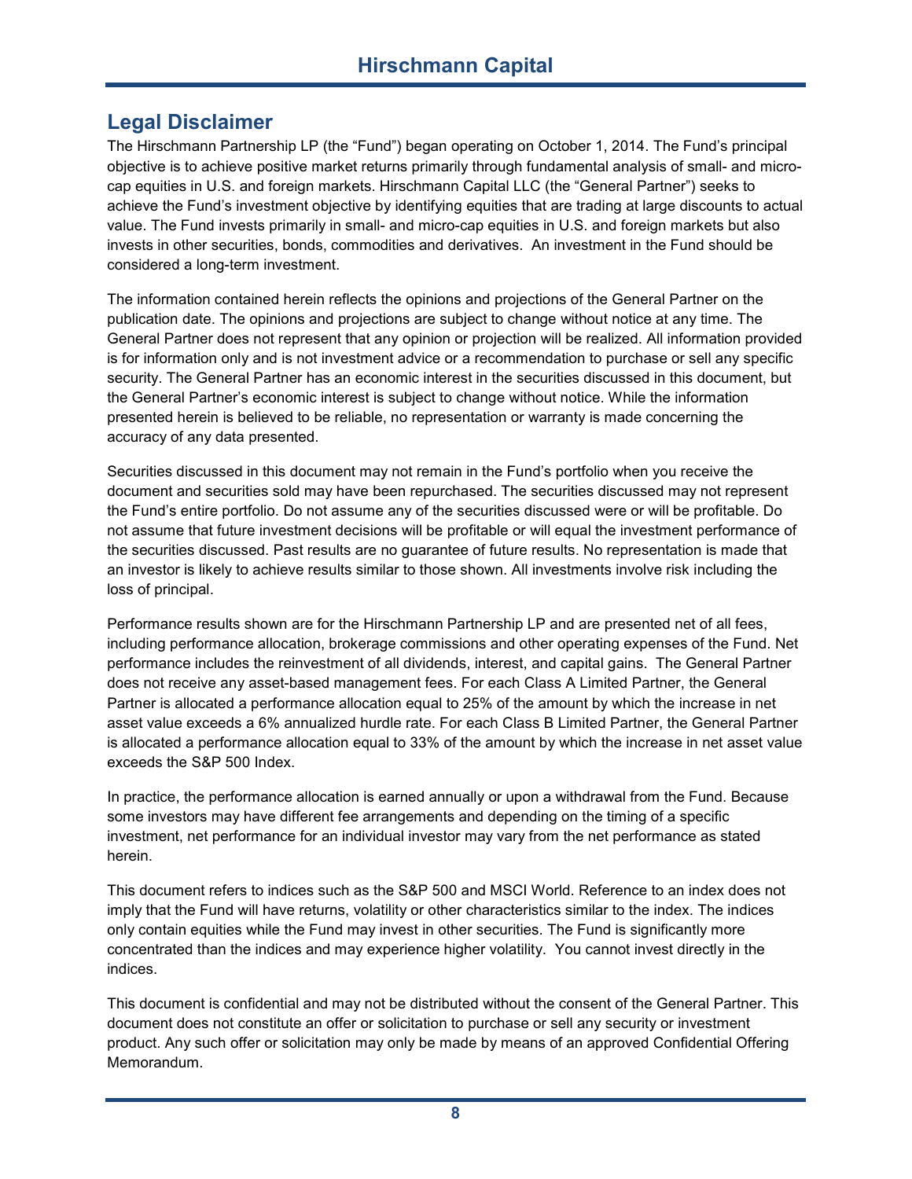## Legal Disclaimer

The Hirschmann Partnership LP (the "Fund") began operating on October 1, 2014. The Fund's principal objective is to achieve positive market returns primarily through fundamental analysis of small- and micro-cap equities in U.S. and foreign markets. Hirschmann Capital LLC (the "General Partner") seeks to achieve the Fund's investment objective by identifying equities that are trading at large discounts to actual value. The Fund invests primarily in small- and micro-cap equities in U.S. and foreign markets but also invests in other securities, bonds, commodities and derivatives. An investment in the Fund should be considered a long-term investment.

The information contained herein reflects the opinions and projections of the General Partner on the publication date. The opinions and projections are subject to change without notice at any time. The General Partner does not represent that any opinion or projection will be realized. All information provided is for information only and is not investment advice or a recommendation to purchase or sell any specific security. The General Partner has an economic interest in the securities discussed in this document, but the General Partner's economic interest is subject to change without notice. While the information presented herein is believed to be reliable, no representation or warranty is made concerning the accuracy of any data presented.

Securities discussed in this document may not remain in the Fund's portfolio when you receive the document and securities sold may have been repurchased. The securities discussed may not represent the Fund's entire portfolio. Do not assume any of the securities discussed were or will be profitable. Do not assume that future investment decisions will be profitable or will equal the investment performance of the securities discussed. Past results are no guarantee of future results. No representation is made that an investor is likely to achieve results similar to those shown. All investments involve risk including the loss of principal.

Performance results shown are for the Hirschmann Partnership LP and are presented net of all fees, including performance allocation, brokerage commissions and other operating expenses of the Fund. Net performance includes the reinvestment of all dividends, interest, and capital gains. The General Partner does not receive any asset-based management fees. For each Class A Limited Partner, the General Partner is allocated a performance allocation equal to 25% of the amount by which the increase in net asset value exceeds a 6% annualized hurdle rate. For each Class B Limited Partner, the General Partner is allocated a performance allocation equal to 33% of the amount by which the increase in net asset value exceeds the S&P 500 Index.

In practice, the performance allocation is earned annually or upon a withdrawal from the Fund. Because some investors may have different fee arrangements and depending on the timing of a specific investment, net performance for an individual investor may vary from the net performance as stated herein.

This document refers to indices such as the S&P 500 and MSCI World. Reference to an index does not imply that the Fund will have returns, volatility or other characteristics similar to the index. The indices only contain equities while the Fund may invest in other securities. The Fund is significantly more concentrated than the indices and may experience higher volatility. You cannot invest directly in the indices.

This document is confidential and may not be distributed without the consent of the General Partner. This document does not constitute an offer or solicitation to purchase or sell any security or investment product. Any such offer or solicitation may only be made by means of an approved Confidential Offering Memorandum.